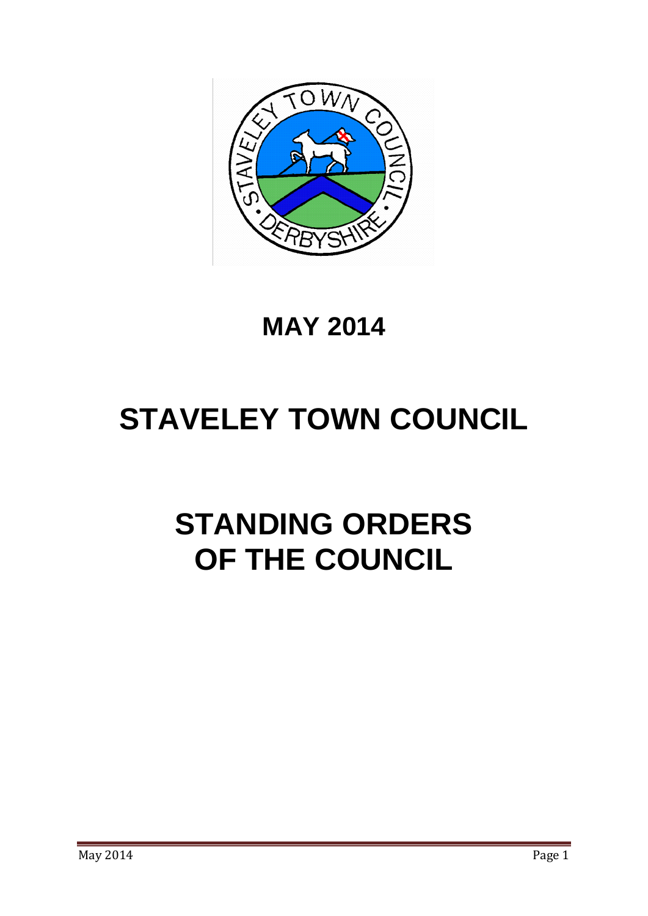**MAY 2014**

# STAVELEY TOWN COUNCIL

# STANDING ORDERS OF THE COUNCIL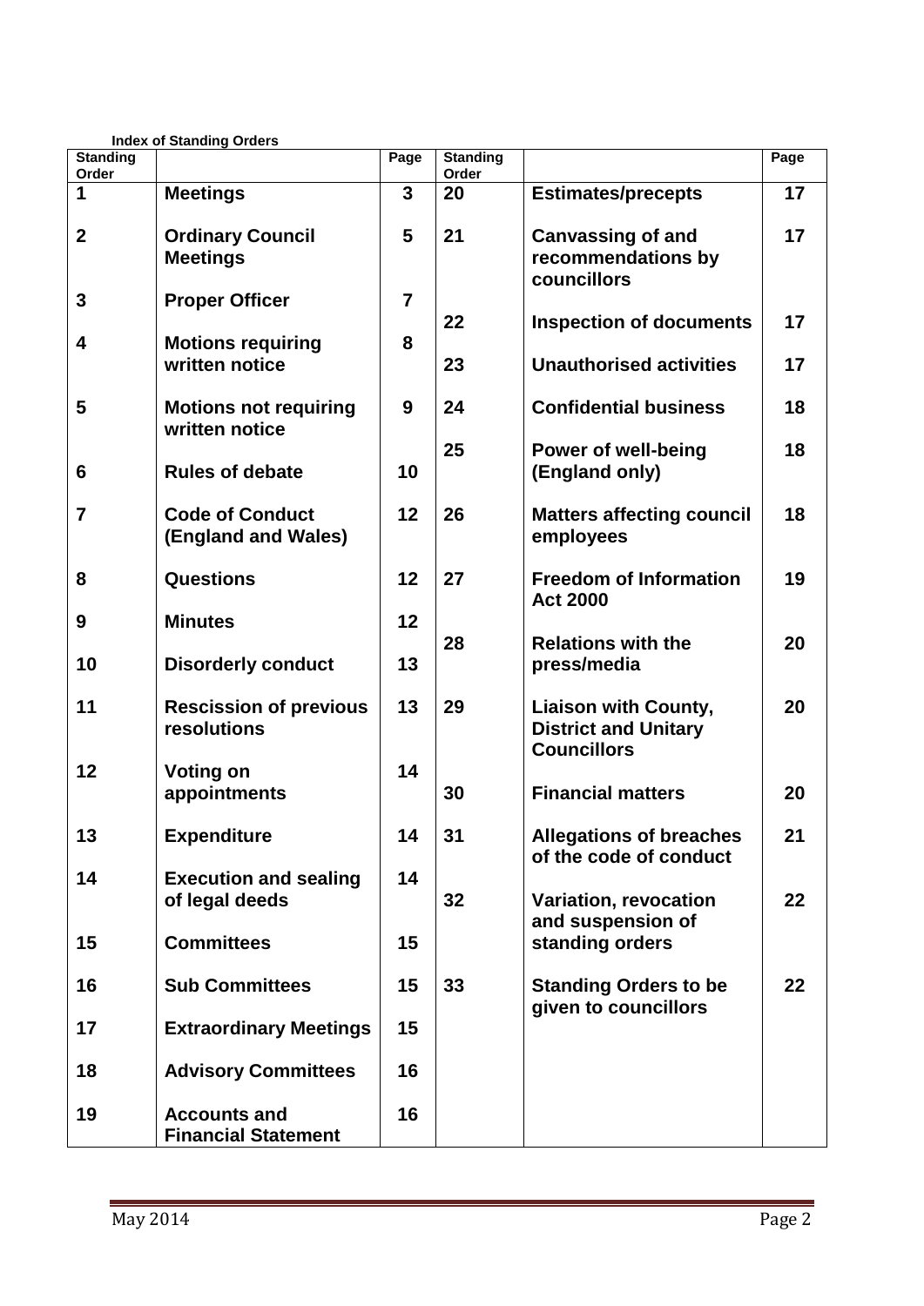Index of Standing Orders

| Standing Order | | Page | Standing Order | | Page |
|---|---|---|---|---|---|
| 1 | **Meetings** | 3 | 20 | **Estimates/precepts** | 17 |
| 2 | **Ordinary Council Meetings** | 5 | 21 | **Canvassing of and recommendations by councillors** | 17 |
| 3 | **Proper Officer** | 7 | 22 | **Inspection of documents** | 17 |
| 4 | **Motions requiring written notice** | 8 | 23 | **Unauthorised activities** | 17 |
| 5 | **Motions not requiring written notice** | 9 | 24 | **Confidential business** | 18 |
| 6 | **Rules of debate** | 10 | 25 | **Power of well-being (England only)** | 18 |
| 7 | **Code of Conduct (England and Wales)** | 12 | 26 | **Matters affecting council employees** | 18 |
| 8 | **Questions** | 12 | 27 | **Freedom of Information Act 2000** | 19 |
| 9 | **Minutes** | 12 | 28 | **Relations with the press/media** | 20 |
| 10 | **Disorderly conduct** | 13 | 29 | **Liaison with County, District and Unitary Councillors** | 20 |
| 11 | **Rescission of previous resolutions** | 13 | 30 | **Financial matters** | 20 |
| 12 | **Voting on appointments** | 14 | 31 | **Allegations of breaches of the code of conduct** | 21 |
| 13 | **Expenditure** | 14 | 32 | **Variation, revocation and suspension of standing orders** | 22 |
| 14 | **Execution and sealing of legal deeds** | 14 | 33 | **Standing Orders to be given to councillors** | 22 |
| 15 | **Committees** | 15 | | | |
| 16 | **Sub Committees** | 15 | | | |
| 17 | **Extraordinary Meetings** | 15 | | | |
| 18 | **Advisory Committees** | 16 | | | |
| 19 | **Accounts and Financial Statement** | 16 | | | |

May 2014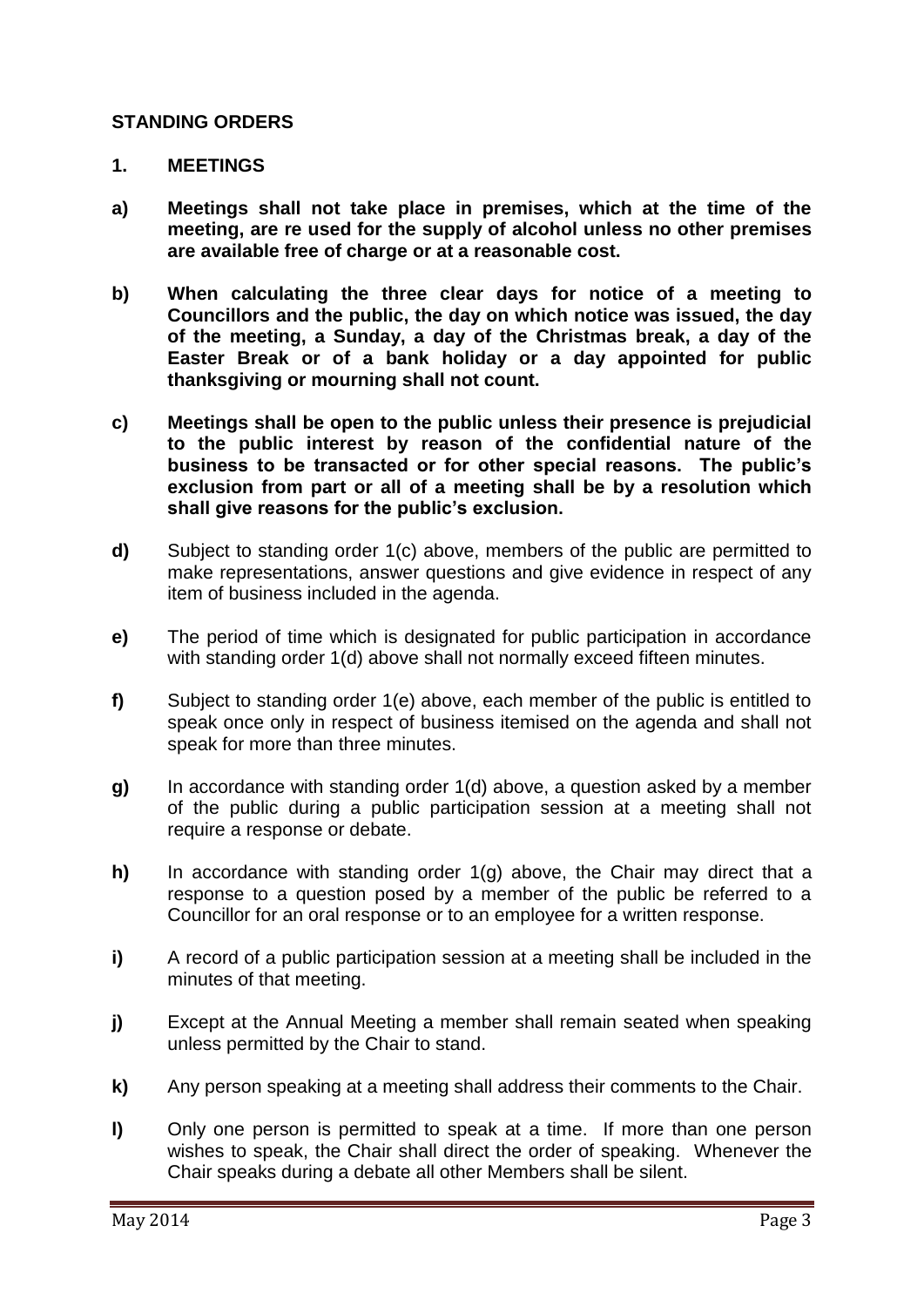**STANDING ORDERS**

**1. MEETINGS**

**a) Meetings shall not take place in premises, which at the time of the meeting, are re used for the supply of alcohol unless no other premises are available free of charge or at a reasonable cost.**

**b) When calculating the three clear days for notice of a meeting to Councillors and the public, the day on which notice was issued, the day of the meeting, a Sunday, a day of the Christmas break, a day of the Easter Break or of a bank holiday or a day appointed for public thanksgiving or mourning shall not count.**

**c) Meetings shall be open to the public unless their presence is prejudicial to the public interest by reason of the confidential nature of the business to be transacted or for other special reasons. The public's exclusion from part or all of a meeting shall be by a resolution which shall give reasons for the public's exclusion.**

**d)** Subject to standing order 1(c) above, members of the public are permitted to make representations, answer questions and give evidence in respect of any item of business included in the agenda.

**e)** The period of time which is designated for public participation in accordance with standing order 1(d) above shall not normally exceed fifteen minutes.

**f)** Subject to standing order 1(e) above, each member of the public is entitled to speak once only in respect of business itemised on the agenda and shall not speak for more than three minutes.

**g)** In accordance with standing order 1(d) above, a question asked by a member of the public during a public participation session at a meeting shall not require a response or debate.

**h)** In accordance with standing order 1(g) above, the Chair may direct that a response to a question posed by a member of the public be referred to a Councillor for an oral response or to an employee for a written response.

**i)** A record of a public participation session at a meeting shall be included in the minutes of that meeting.

**j)** Except at the Annual Meeting a member shall remain seated when speaking unless permitted by the Chair to stand.

**k)** Any person speaking at a meeting shall address their comments to the Chair.

**l)** Only one person is permitted to speak at a time. If more than one person wishes to speak, the Chair shall direct the order of speaking. Whenever the Chair speaks during a debate all other Members shall be silent.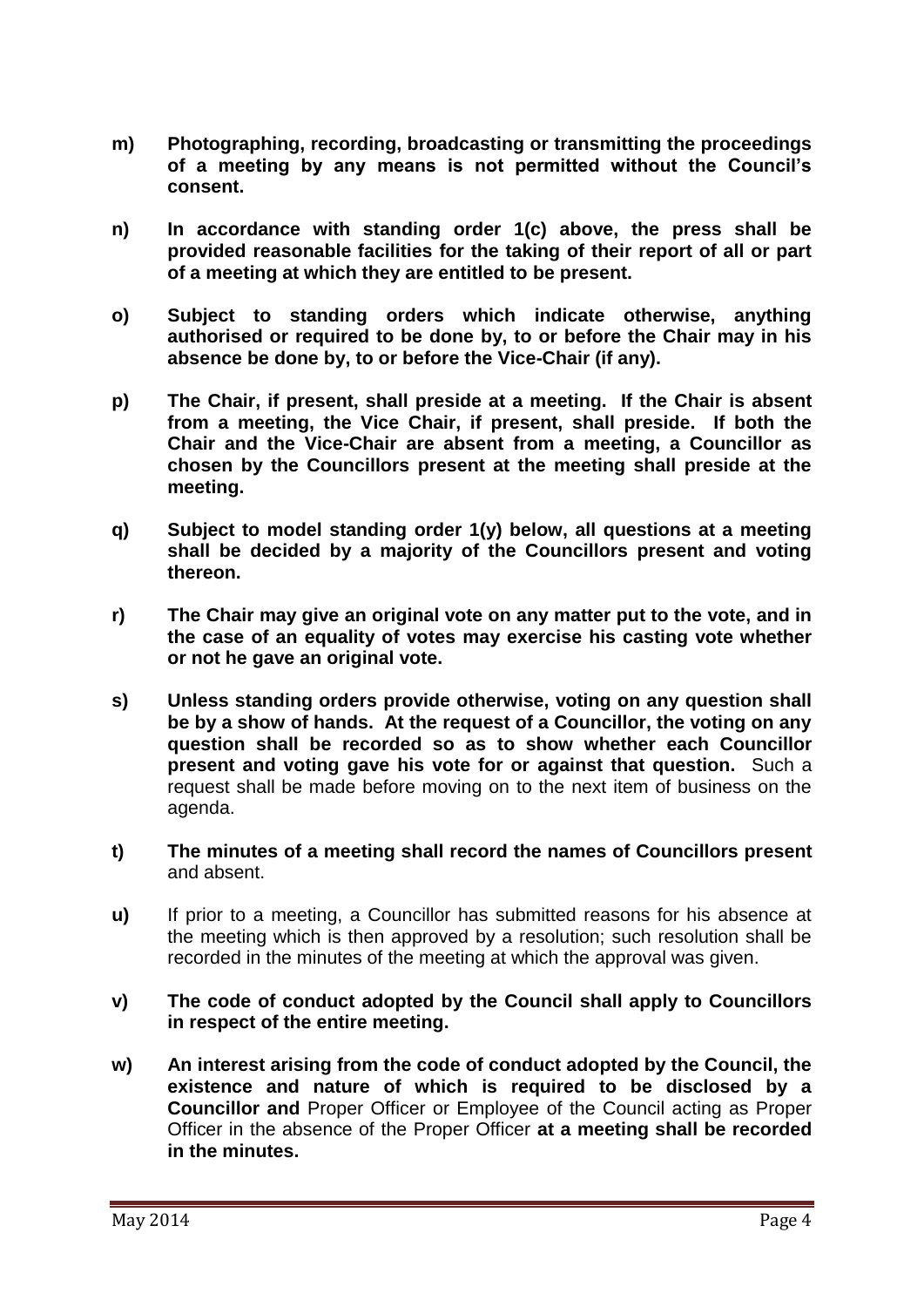**m)** **Photographing, recording, broadcasting or transmitting the proceedings of a meeting by any means is not permitted without the Council's consent.**

**n)** **In accordance with standing order 1(c) above, the press shall be provided reasonable facilities for the taking of their report of all or part of a meeting at which they are entitled to be present.**

**o)** **Subject to standing orders which indicate otherwise, anything authorised or required to be done by, to or before the Chair may in his absence be done by, to or before the Vice-Chair (if any).**

**p)** **The Chair, if present, shall preside at a meeting. If the Chair is absent from a meeting, the Vice Chair, if present, shall preside. If both the Chair and the Vice-Chair are absent from a meeting, a Councillor as chosen by the Councillors present at the meeting shall preside at the meeting.**

**q)** **Subject to model standing order 1(y) below, all questions at a meeting shall be decided by a majority of the Councillors present and voting thereon.**

**r)** **The Chair may give an original vote on any matter put to the vote, and in the case of an equality of votes may exercise his casting vote whether or not he gave an original vote.**

**s)** **Unless standing orders provide otherwise, voting on any question shall be by a show of hands. At the request of a Councillor, the voting on any question shall be recorded so as to show whether each Councillor present and voting gave his vote for or against that question.** Such a request shall be made before moving on to the next item of business on the agenda.

**t)** **The minutes of a meeting shall record the names of Councillors present** and absent.

**u)** If prior to a meeting, a Councillor has submitted reasons for his absence at the meeting which is then approved by a resolution; such resolution shall be recorded in the minutes of the meeting at which the approval was given.

**v)** **The code of conduct adopted by the Council shall apply to Councillors in respect of the entire meeting.**

**w)** **An interest arising from the code of conduct adopted by the Council, the existence and nature of which is required to be disclosed by a Councillor and** Proper Officer or Employee of the Council acting as Proper Officer in the absence of the Proper Officer **at a meeting shall be recorded in the minutes.**

May 2014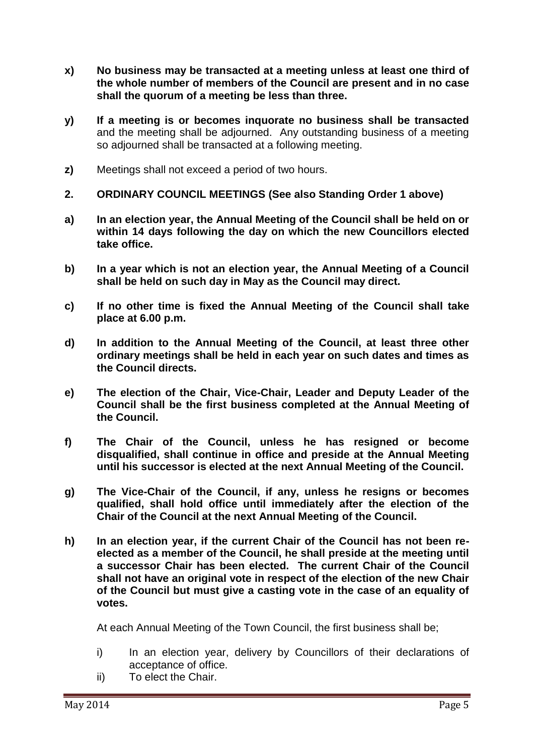**x) No business may be transacted at a meeting unless at least one third of the whole number of members of the Council are present and in no case shall the quorum of a meeting be less than three.**

**y) If a meeting is or becomes inquorate no business shall be transacted** and the meeting shall be adjourned. Any outstanding business of a meeting so adjourned shall be transacted at a following meeting.

**z)** Meetings shall not exceed a period of two hours.

## 2. ORDINARY COUNCIL MEETINGS (See also Standing Order 1 above)

**a) In an election year, the Annual Meeting of the Council shall be held on or within 14 days following the day on which the new Councillors elected take office.**

**b) In a year which is not an election year, the Annual Meeting of a Council shall be held on such day in May as the Council may direct.**

**c) If no other time is fixed the Annual Meeting of the Council shall take place at 6.00 p.m.**

**d) In addition to the Annual Meeting of the Council, at least three other ordinary meetings shall be held in each year on such dates and times as the Council directs.**

**e) The election of the Chair, Vice-Chair, Leader and Deputy Leader of the Council shall be the first business completed at the Annual Meeting of the Council.**

**f) The Chair of the Council, unless he has resigned or become disqualified, shall continue in office and preside at the Annual Meeting until his successor is elected at the next Annual Meeting of the Council.**

**g) The Vice-Chair of the Council, if any, unless he resigns or becomes qualified, shall hold office until immediately after the election of the Chair of the Council at the next Annual Meeting of the Council.**

**h) In an election year, if the current Chair of the Council has not been re-elected as a member of the Council, he shall preside at the meeting until a successor Chair has been elected. The current Chair of the Council shall not have an original vote in respect of the election of the new Chair of the Council but must give a casting vote in the case of an equality of votes.**

At each Annual Meeting of the Town Council, the first business shall be;

i) In an election year, delivery by Councillors of their declarations of acceptance of office.

ii) To elect the Chair.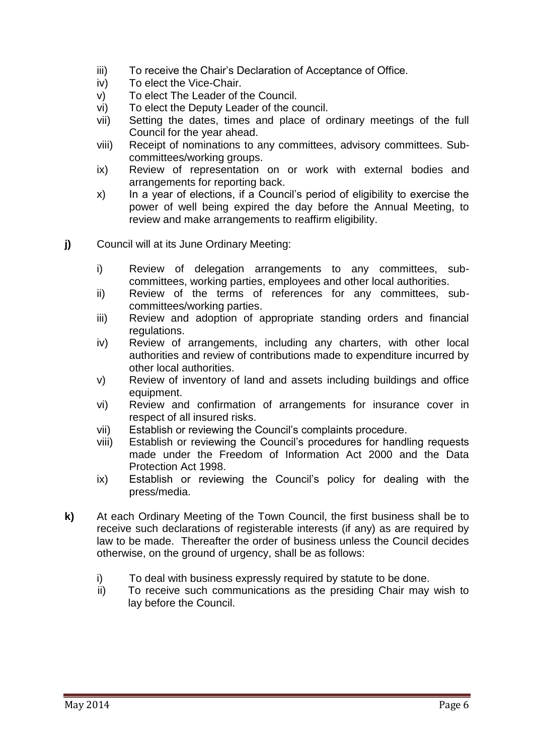iii) To receive the Chair's Declaration of Acceptance of Office.
iv) To elect the Vice-Chair.
v) To elect The Leader of the Council.
vi) To elect the Deputy Leader of the council.
vii) Setting the dates, times and place of ordinary meetings of the full Council for the year ahead.
viii) Receipt of nominations to any committees, advisory committees. Sub-committees/working groups.
ix) Review of representation on or work with external bodies and arrangements for reporting back.
x) In a year of elections, if a Council's period of eligibility to exercise the power of well being expired the day before the Annual Meeting, to review and make arrangements to reaffirm eligibility.

**j)** Council will at its June Ordinary Meeting:

i) Review of delegation arrangements to any committees, sub-committees, working parties, employees and other local authorities.
ii) Review of the terms of references for any committees, sub-committees/working parties.
iii) Review and adoption of appropriate standing orders and financial regulations.
iv) Review of arrangements, including any charters, with other local authorities and review of contributions made to expenditure incurred by other local authorities.
v) Review of inventory of land and assets including buildings and office equipment.
vi) Review and confirmation of arrangements for insurance cover in respect of all insured risks.
vii) Establish or reviewing the Council's complaints procedure.
viii) Establish or reviewing the Council's procedures for handling requests made under the Freedom of Information Act 2000 and the Data Protection Act 1998.
ix) Establish or reviewing the Council's policy for dealing with the press/media.

**k)** At each Ordinary Meeting of the Town Council, the first business shall be to receive such declarations of registerable interests (if any) as are required by law to be made. Thereafter the order of business unless the Council decides otherwise, on the ground of urgency, shall be as follows:

i) To deal with business expressly required by statute to be done.
ii) To receive such communications as the presiding Chair may wish to lay before the Council.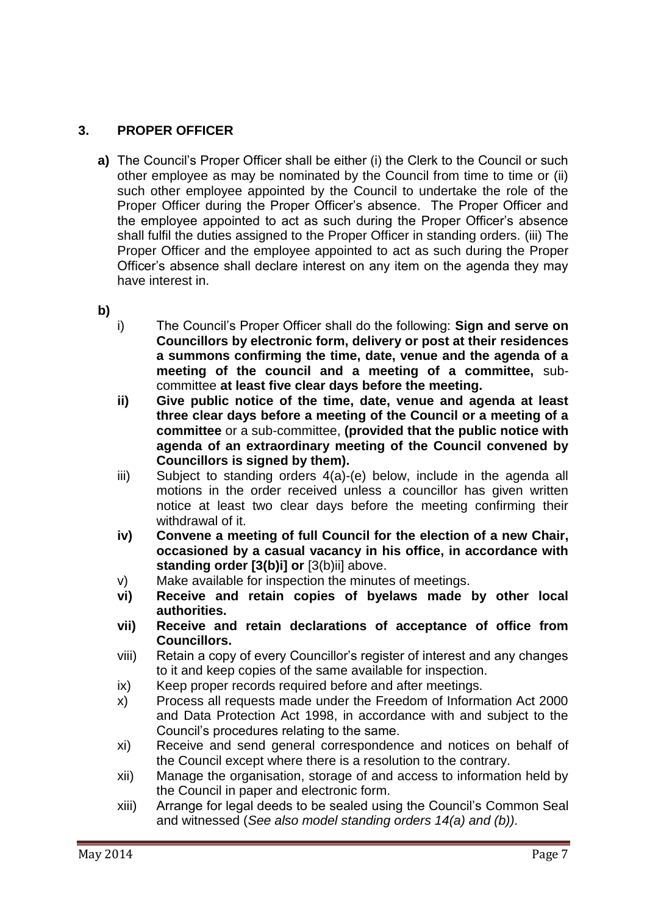## 3. PROPER OFFICER

**a)** The Council's Proper Officer shall be either (i) the Clerk to the Council or such other employee as may be nominated by the Council from time to time or (ii) such other employee appointed by the Council to undertake the role of the Proper Officer during the Proper Officer's absence. The Proper Officer and the employee appointed to act as such during the Proper Officer's absence shall fulfil the duties assigned to the Proper Officer in standing orders. (iii) The Proper Officer and the employee appointed to act as such during the Proper Officer's absence shall declare interest on any item on the agenda they may have interest in.

**b)**

- i) The Council's Proper Officer shall do the following: **Sign and serve on Councillors by electronic form, delivery or post at their residences a summons confirming the time, date, venue and the agenda of a meeting of the council and a meeting of a committee,** sub-committee **at least five clear days before the meeting.**
- **ii) Give public notice of the time, date, venue and agenda at least three clear days before a meeting of the Council or a meeting of a committee** or a sub-committee, **(provided that the public notice with agenda of an extraordinary meeting of the Council convened by Councillors is signed by them).**
- iii) Subject to standing orders 4(a)-(e) below, include in the agenda all motions in the order received unless a councillor has given written notice at least two clear days before the meeting confirming their withdrawal of it.
- **iv) Convene a meeting of full Council for the election of a new Chair, occasioned by a casual vacancy in his office, in accordance with standing order [3(b)i] or** [3(b)ii] above.
- v) Make available for inspection the minutes of meetings.
- **vi) Receive and retain copies of byelaws made by other local authorities.**
- **vii) Receive and retain declarations of acceptance of office from Councillors.**
- viii) Retain a copy of every Councillor's register of interest and any changes to it and keep copies of the same available for inspection.
- ix) Keep proper records required before and after meetings.
- x) Process all requests made under the Freedom of Information Act 2000 and Data Protection Act 1998, in accordance with and subject to the Council's procedures relating to the same.
- xi) Receive and send general correspondence and notices on behalf of the Council except where there is a resolution to the contrary.
- xii) Manage the organisation, storage of and access to information held by the Council in paper and electronic form.
- xiii) Arrange for legal deeds to be sealed using the Council's Common Seal and witnessed (*See also model standing orders 14(a) and (b)).*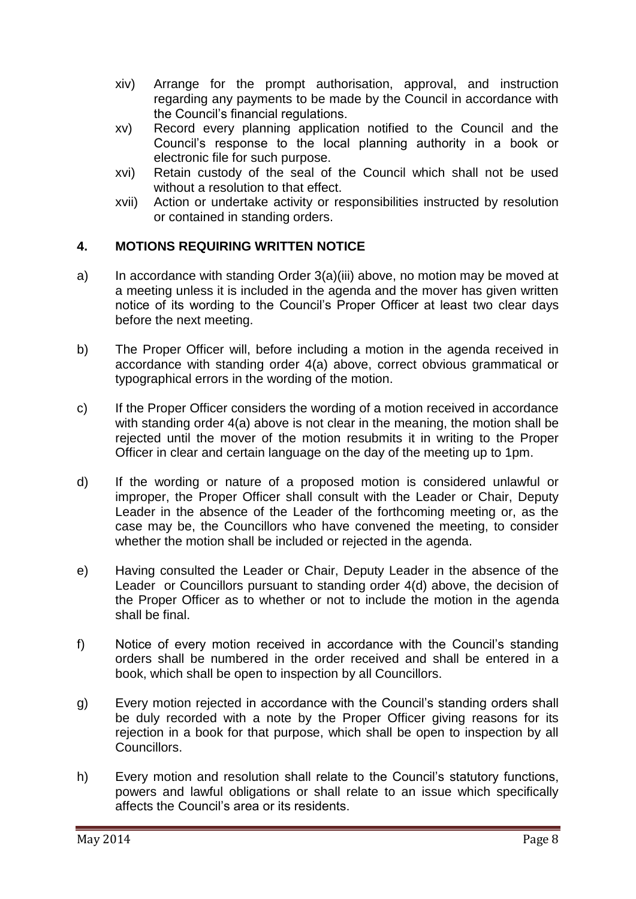xiv) Arrange for the prompt authorisation, approval, and instruction regarding any payments to be made by the Council in accordance with the Council's financial regulations.

xv) Record every planning application notified to the Council and the Council's response to the local planning authority in a book or electronic file for such purpose.

xvi) Retain custody of the seal of the Council which shall not be used without a resolution to that effect.

xvii) Action or undertake activity or responsibilities instructed by resolution or contained in standing orders.

## 4. MOTIONS REQUIRING WRITTEN NOTICE

a) In accordance with standing Order 3(a)(iii) above, no motion may be moved at a meeting unless it is included in the agenda and the mover has given written notice of its wording to the Council's Proper Officer at least two clear days before the next meeting.

b) The Proper Officer will, before including a motion in the agenda received in accordance with standing order 4(a) above, correct obvious grammatical or typographical errors in the wording of the motion.

c) If the Proper Officer considers the wording of a motion received in accordance with standing order 4(a) above is not clear in the meaning, the motion shall be rejected until the mover of the motion resubmits it in writing to the Proper Officer in clear and certain language on the day of the meeting up to 1pm.

d) If the wording or nature of a proposed motion is considered unlawful or improper, the Proper Officer shall consult with the Leader or Chair, Deputy Leader in the absence of the Leader of the forthcoming meeting or, as the case may be, the Councillors who have convened the meeting, to consider whether the motion shall be included or rejected in the agenda.

e) Having consulted the Leader or Chair, Deputy Leader in the absence of the Leader or Councillors pursuant to standing order 4(d) above, the decision of the Proper Officer as to whether or not to include the motion in the agenda shall be final.

f) Notice of every motion received in accordance with the Council's standing orders shall be numbered in the order received and shall be entered in a book, which shall be open to inspection by all Councillors.

g) Every motion rejected in accordance with the Council's standing orders shall be duly recorded with a note by the Proper Officer giving reasons for its rejection in a book for that purpose, which shall be open to inspection by all Councillors.

h) Every motion and resolution shall relate to the Council's statutory functions, powers and lawful obligations or shall relate to an issue which specifically affects the Council's area or its residents.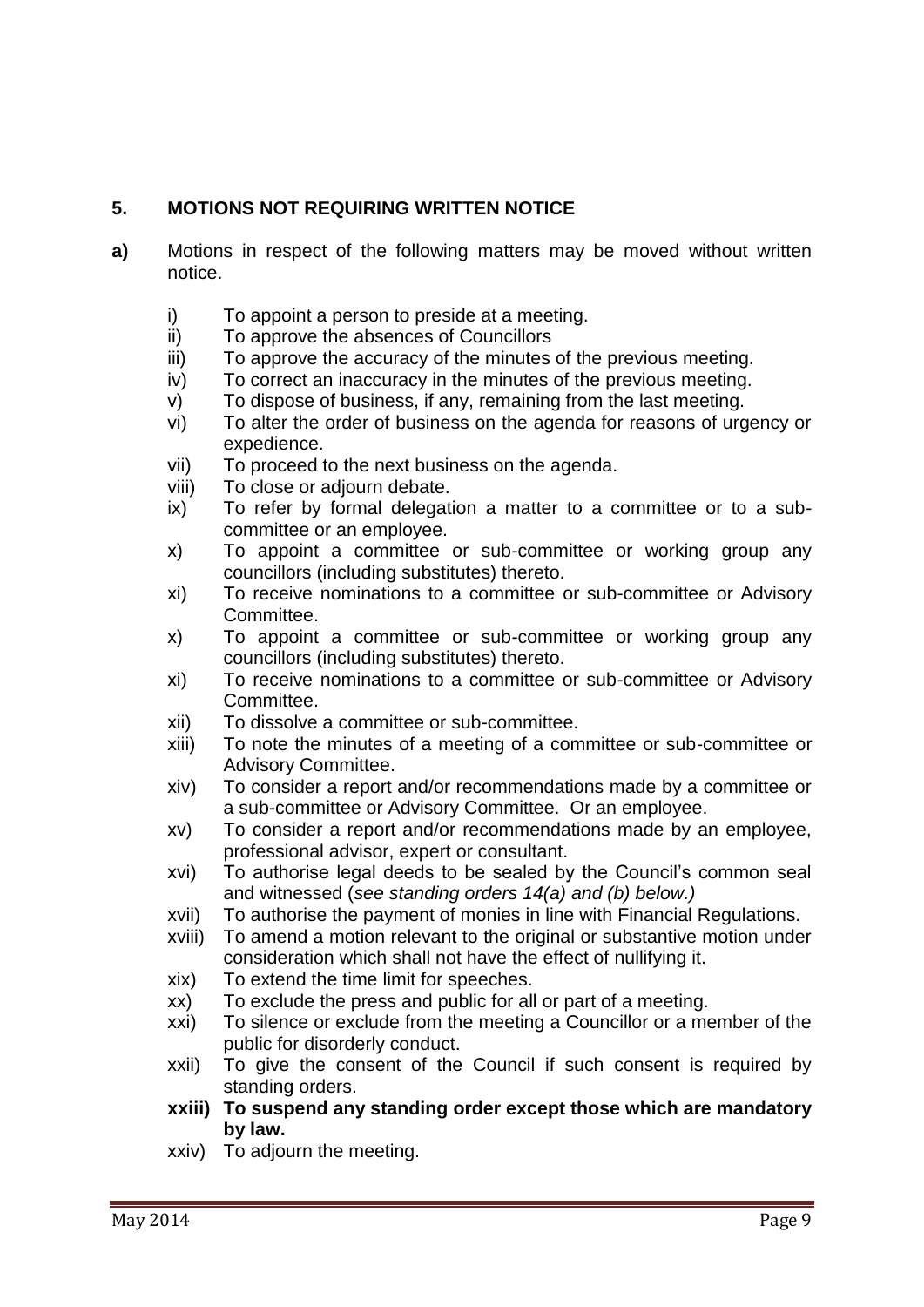## 5. MOTIONS NOT REQUIRING WRITTEN NOTICE

**a)** Motions in respect of the following matters may be moved without written notice.

- i) To appoint a person to preside at a meeting.
- ii) To approve the absences of Councillors
- iii) To approve the accuracy of the minutes of the previous meeting.
- iv) To correct an inaccuracy in the minutes of the previous meeting.
- v) To dispose of business, if any, remaining from the last meeting.
- vi) To alter the order of business on the agenda for reasons of urgency or expedience.
- vii) To proceed to the next business on the agenda.
- viii) To close or adjourn debate.
- ix) To refer by formal delegation a matter to a committee or to a sub-committee or an employee.
- x) To appoint a committee or sub-committee or working group any councillors (including substitutes) thereto.
- xi) To receive nominations to a committee or sub-committee or Advisory Committee.
- x) To appoint a committee or sub-committee or working group any councillors (including substitutes) thereto.
- xi) To receive nominations to a committee or sub-committee or Advisory Committee.
- xii) To dissolve a committee or sub-committee.
- xiii) To note the minutes of a meeting of a committee or sub-committee or Advisory Committee.
- xiv) To consider a report and/or recommendations made by a committee or a sub-committee or Advisory Committee. Or an employee.
- xv) To consider a report and/or recommendations made by an employee, professional advisor, expert or consultant.
- xvi) To authorise legal deeds to be sealed by the Council's common seal and witnessed (*see standing orders 14(a) and (b) below.)*
- xvii) To authorise the payment of monies in line with Financial Regulations.
- xviii) To amend a motion relevant to the original or substantive motion under consideration which shall not have the effect of nullifying it.
- xix) To extend the time limit for speeches.
- xx) To exclude the press and public for all or part of a meeting.
- xxi) To silence or exclude from the meeting a Councillor or a member of the public for disorderly conduct.
- xxii) To give the consent of the Council if such consent is required by standing orders.
- **xxiii) To suspend any standing order except those which are mandatory by law.**
- xxiv) To adjourn the meeting.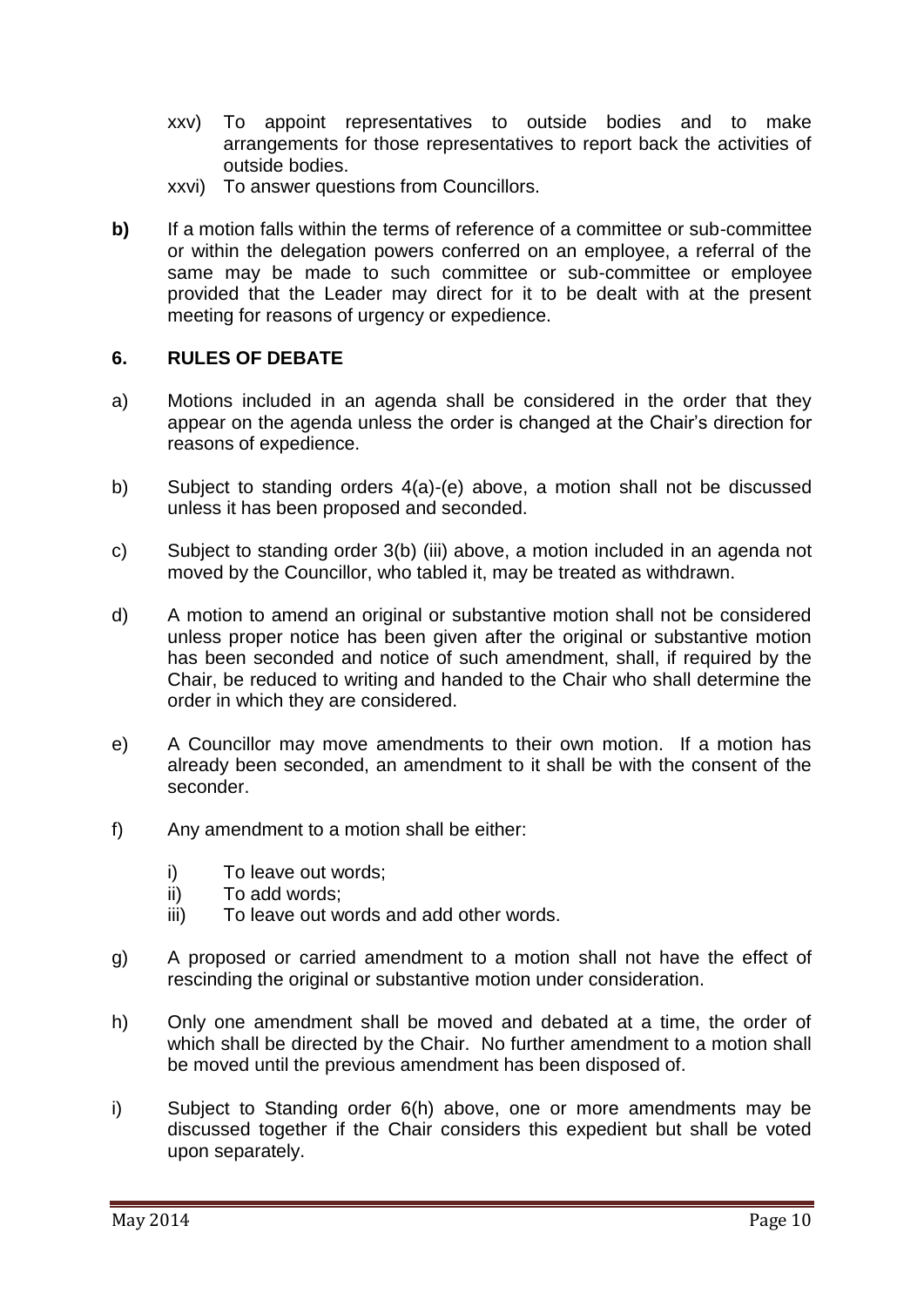xxv) To appoint representatives to outside bodies and to make arrangements for those representatives to report back the activities of outside bodies.

xxvi) To answer questions from Councillors.

**b)** If a motion falls within the terms of reference of a committee or sub-committee or within the delegation powers conferred on an employee, a referral of the same may be made to such committee or sub-committee or employee provided that the Leader may direct for it to be dealt with at the present meeting for reasons of urgency or expedience.

## 6. RULES OF DEBATE

a) Motions included in an agenda shall be considered in the order that they appear on the agenda unless the order is changed at the Chair's direction for reasons of expedience.

b) Subject to standing orders 4(a)-(e) above, a motion shall not be discussed unless it has been proposed and seconded.

c) Subject to standing order 3(b) (iii) above, a motion included in an agenda not moved by the Councillor, who tabled it, may be treated as withdrawn.

d) A motion to amend an original or substantive motion shall not be considered unless proper notice has been given after the original or substantive motion has been seconded and notice of such amendment, shall, if required by the Chair, be reduced to writing and handed to the Chair who shall determine the order in which they are considered.

e) A Councillor may move amendments to their own motion. If a motion has already been seconded, an amendment to it shall be with the consent of the seconder.

f) Any amendment to a motion shall be either:

i) To leave out words;
ii) To add words;
iii) To leave out words and add other words.

g) A proposed or carried amendment to a motion shall not have the effect of rescinding the original or substantive motion under consideration.

h) Only one amendment shall be moved and debated at a time, the order of which shall be directed by the Chair. No further amendment to a motion shall be moved until the previous amendment has been disposed of.

i) Subject to Standing order 6(h) above, one or more amendments may be discussed together if the Chair considers this expedient but shall be voted upon separately.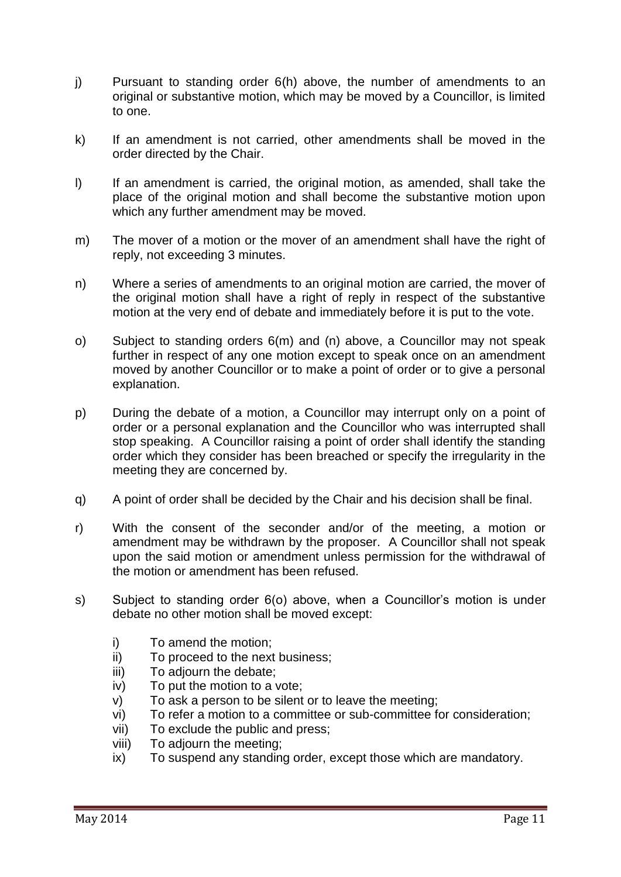j) Pursuant to standing order 6(h) above, the number of amendments to an original or substantive motion, which may be moved by a Councillor, is limited to one.

k) If an amendment is not carried, other amendments shall be moved in the order directed by the Chair.

l) If an amendment is carried, the original motion, as amended, shall take the place of the original motion and shall become the substantive motion upon which any further amendment may be moved.

m) The mover of a motion or the mover of an amendment shall have the right of reply, not exceeding 3 minutes.

n) Where a series of amendments to an original motion are carried, the mover of the original motion shall have a right of reply in respect of the substantive motion at the very end of debate and immediately before it is put to the vote.

o) Subject to standing orders 6(m) and (n) above, a Councillor may not speak further in respect of any one motion except to speak once on an amendment moved by another Councillor or to make a point of order or to give a personal explanation.

p) During the debate of a motion, a Councillor may interrupt only on a point of order or a personal explanation and the Councillor who was interrupted shall stop speaking. A Councillor raising a point of order shall identify the standing order which they consider has been breached or specify the irregularity in the meeting they are concerned by.

q) A point of order shall be decided by the Chair and his decision shall be final.

r) With the consent of the seconder and/or of the meeting, a motion or amendment may be withdrawn by the proposer. A Councillor shall not speak upon the said motion or amendment unless permission for the withdrawal of the motion or amendment has been refused.

s) Subject to standing order 6(o) above, when a Councillor's motion is under debate no other motion shall be moved except:

   i) To amend the motion;
   ii) To proceed to the next business;
   iii) To adjourn the debate;
   iv) To put the motion to a vote;
   v) To ask a person to be silent or to leave the meeting;
   vi) To refer a motion to a committee or sub-committee for consideration;
   vii) To exclude the public and press;
   viii) To adjourn the meeting;
   ix) To suspend any standing order, except those which are mandatory.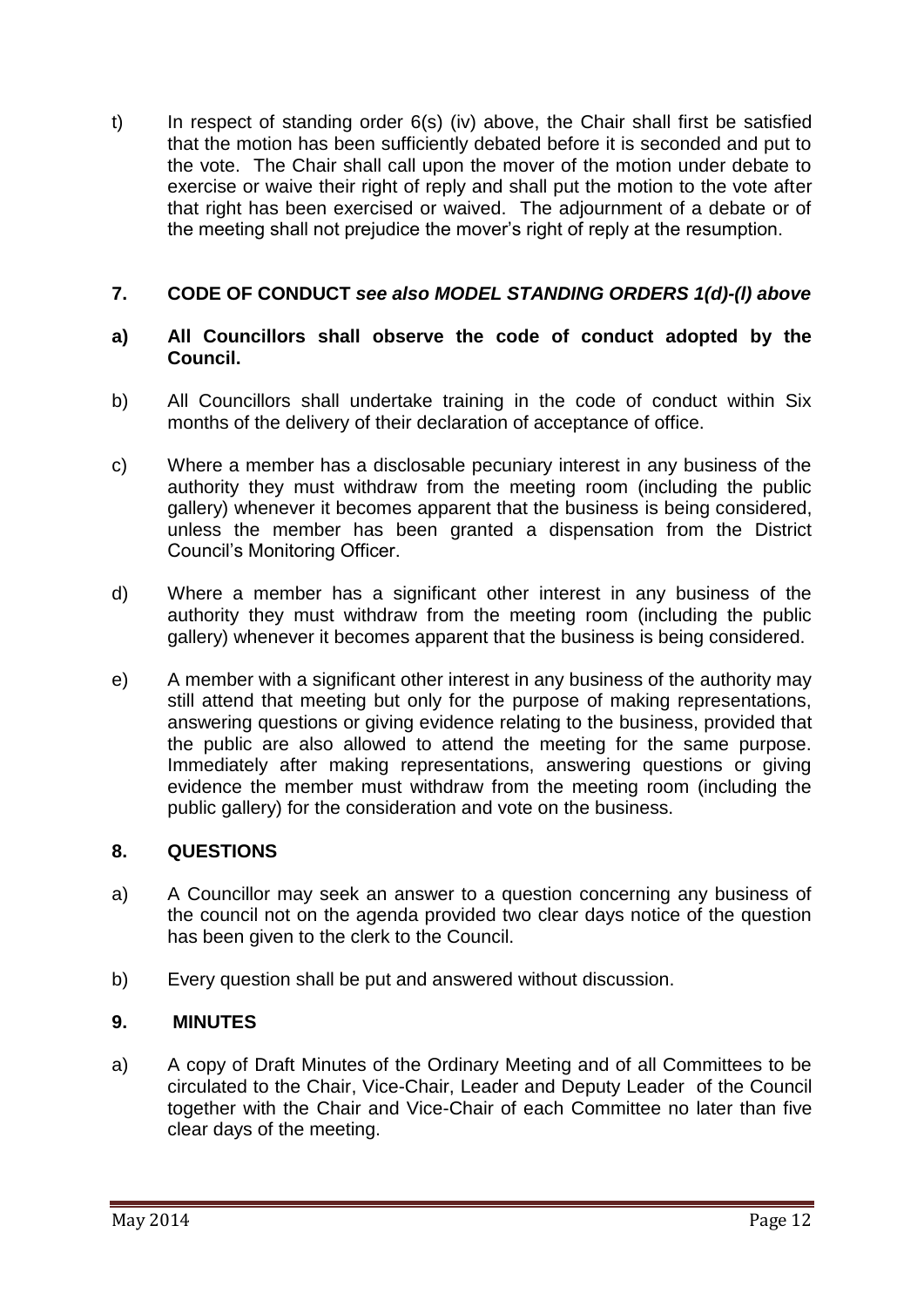t) In respect of standing order 6(s) (iv) above, the Chair shall first be satisfied that the motion has been sufficiently debated before it is seconded and put to the vote. The Chair shall call upon the mover of the motion under debate to exercise or waive their right of reply and shall put the motion to the vote after that right has been exercised or waived. The adjournment of a debate or of the meeting shall not prejudice the mover's right of reply at the resumption.

## 7. CODE OF CONDUCT *see also MODEL STANDING ORDERS 1(d)-(l) above*

**a) All Councillors shall observe the code of conduct adopted by the Council.**

b) All Councillors shall undertake training in the code of conduct within Six months of the delivery of their declaration of acceptance of office.

c) Where a member has a disclosable pecuniary interest in any business of the authority they must withdraw from the meeting room (including the public gallery) whenever it becomes apparent that the business is being considered, unless the member has been granted a dispensation from the District Council's Monitoring Officer.

d) Where a member has a significant other interest in any business of the authority they must withdraw from the meeting room (including the public gallery) whenever it becomes apparent that the business is being considered.

e) A member with a significant other interest in any business of the authority may still attend that meeting but only for the purpose of making representations, answering questions or giving evidence relating to the business, provided that the public are also allowed to attend the meeting for the same purpose. Immediately after making representations, answering questions or giving evidence the member must withdraw from the meeting room (including the public gallery) for the consideration and vote on the business.

## 8. QUESTIONS

a) A Councillor may seek an answer to a question concerning any business of the council not on the agenda provided two clear days notice of the question has been given to the clerk to the Council.

b) Every question shall be put and answered without discussion.

## 9. MINUTES

a) A copy of Draft Minutes of the Ordinary Meeting and of all Committees to be circulated to the Chair, Vice-Chair, Leader and Deputy Leader of the Council together with the Chair and Vice-Chair of each Committee no later than five clear days of the meeting.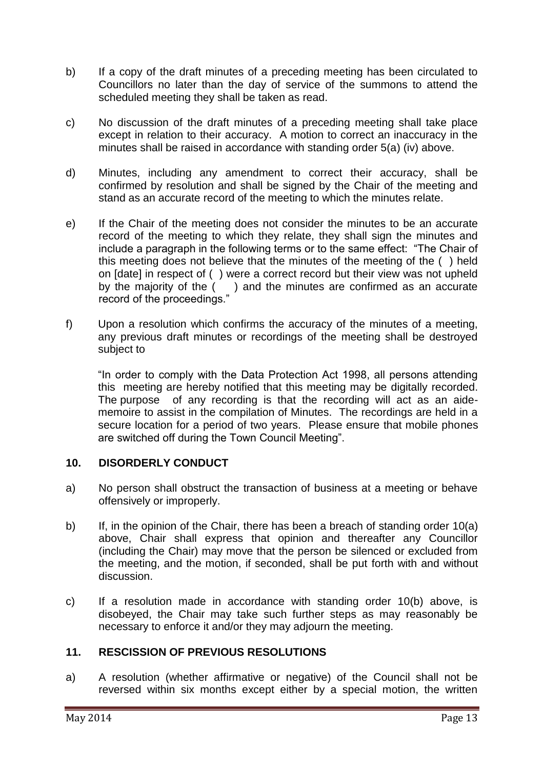b) If a copy of the draft minutes of a preceding meeting has been circulated to Councillors no later than the day of service of the summons to attend the scheduled meeting they shall be taken as read.

c) No discussion of the draft minutes of a preceding meeting shall take place except in relation to their accuracy. A motion to correct an inaccuracy in the minutes shall be raised in accordance with standing order 5(a) (iv) above.

d) Minutes, including any amendment to correct their accuracy, shall be confirmed by resolution and shall be signed by the Chair of the meeting and stand as an accurate record of the meeting to which the minutes relate.

e) If the Chair of the meeting does not consider the minutes to be an accurate record of the meeting to which they relate, they shall sign the minutes and include a paragraph in the following terms or to the same effect: "The Chair of this meeting does not believe that the minutes of the meeting of the ( ) held on [date] in respect of ( ) were a correct record but their view was not upheld by the majority of the ( ) and the minutes are confirmed as an accurate record of the proceedings."

f) Upon a resolution which confirms the accuracy of the minutes of a meeting, any previous draft minutes or recordings of the meeting shall be destroyed subject to

"In order to comply with the Data Protection Act 1998, all persons attending this meeting are hereby notified that this meeting may be digitally recorded. The purpose of any recording is that the recording will act as an aide-memoire to assist in the compilation of Minutes. The recordings are held in a secure location for a period of two years. Please ensure that mobile phones are switched off during the Town Council Meeting".

## 10. DISORDERLY CONDUCT

a) No person shall obstruct the transaction of business at a meeting or behave offensively or improperly.

b) If, in the opinion of the Chair, there has been a breach of standing order 10(a) above, Chair shall express that opinion and thereafter any Councillor (including the Chair) may move that the person be silenced or excluded from the meeting, and the motion, if seconded, shall be put forth with and without discussion.

c) If a resolution made in accordance with standing order 10(b) above, is disobeyed, the Chair may take such further steps as may reasonably be necessary to enforce it and/or they may adjourn the meeting.

## 11. RESCISSION OF PREVIOUS RESOLUTIONS

a) A resolution (whether affirmative or negative) of the Council shall not be reversed within six months except either by a special motion, the written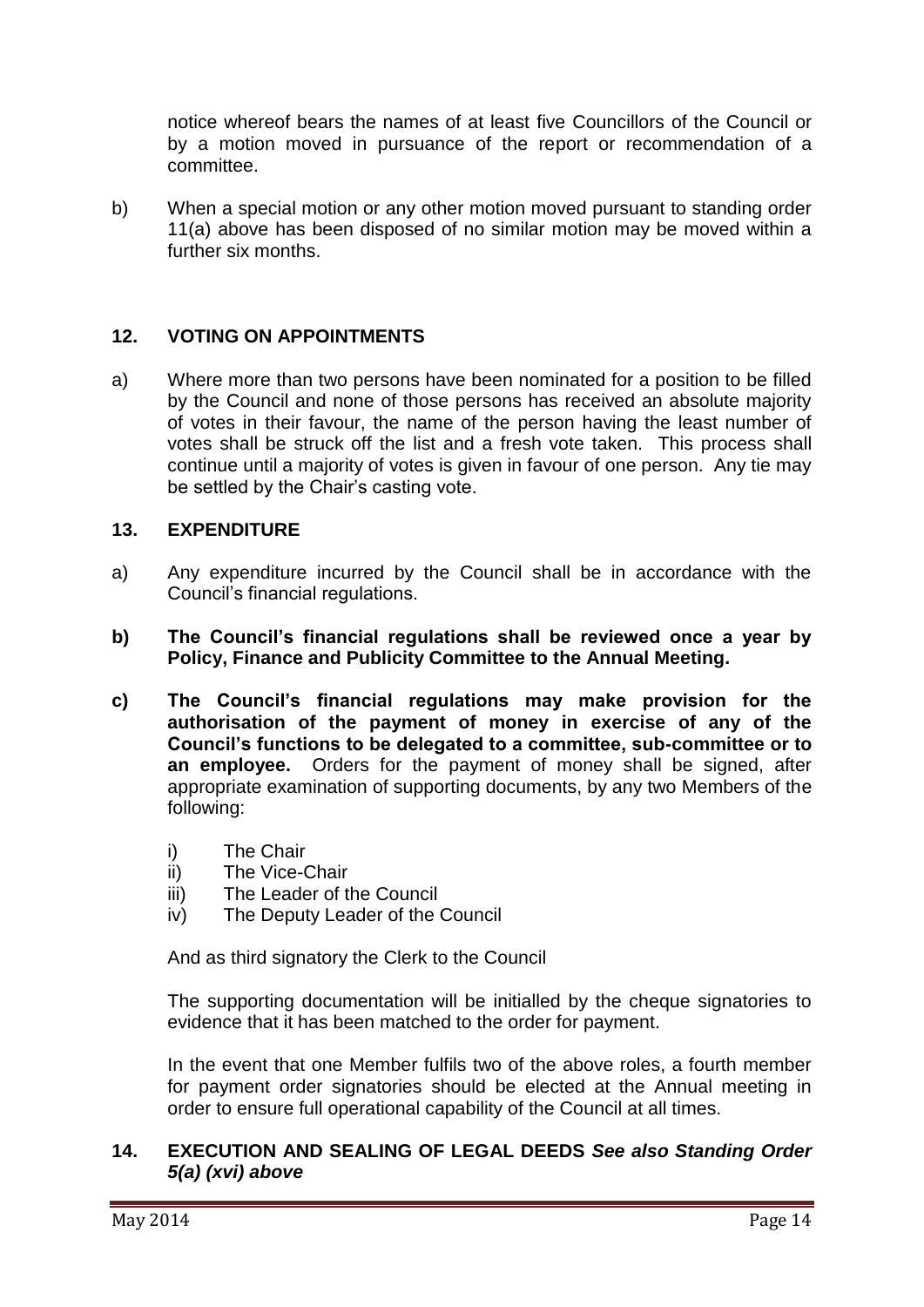notice whereof bears the names of at least five Councillors of the Council or by a motion moved in pursuance of the report or recommendation of a committee.

b) When a special motion or any other motion moved pursuant to standing order 11(a) above has been disposed of no similar motion may be moved within a further six months.

## 12. VOTING ON APPOINTMENTS

a) Where more than two persons have been nominated for a position to be filled by the Council and none of those persons has received an absolute majority of votes in their favour, the name of the person having the least number of votes shall be struck off the list and a fresh vote taken. This process shall continue until a majority of votes is given in favour of one person. Any tie may be settled by the Chair's casting vote.

## 13. EXPENDITURE

a) Any expenditure incurred by the Council shall be in accordance with the Council's financial regulations.

**b) The Council's financial regulations shall be reviewed once a year by Policy, Finance and Publicity Committee to the Annual Meeting.**

**c) The Council's financial regulations may make provision for the authorisation of the payment of money in exercise of any of the Council's functions to be delegated to a committee, sub-committee or to an employee.** Orders for the payment of money shall be signed, after appropriate examination of supporting documents, by any two Members of the following:

i) The Chair
ii) The Vice-Chair
iii) The Leader of the Council
iv) The Deputy Leader of the Council

And as third signatory the Clerk to the Council

The supporting documentation will be initialled by the cheque signatories to evidence that it has been matched to the order for payment.

In the event that one Member fulfils two of the above roles, a fourth member for payment order signatories should be elected at the Annual meeting in order to ensure full operational capability of the Council at all times.

## 14. EXECUTION AND SEALING OF LEGAL DEEDS *See also Standing Order 5(a) (xvi) above*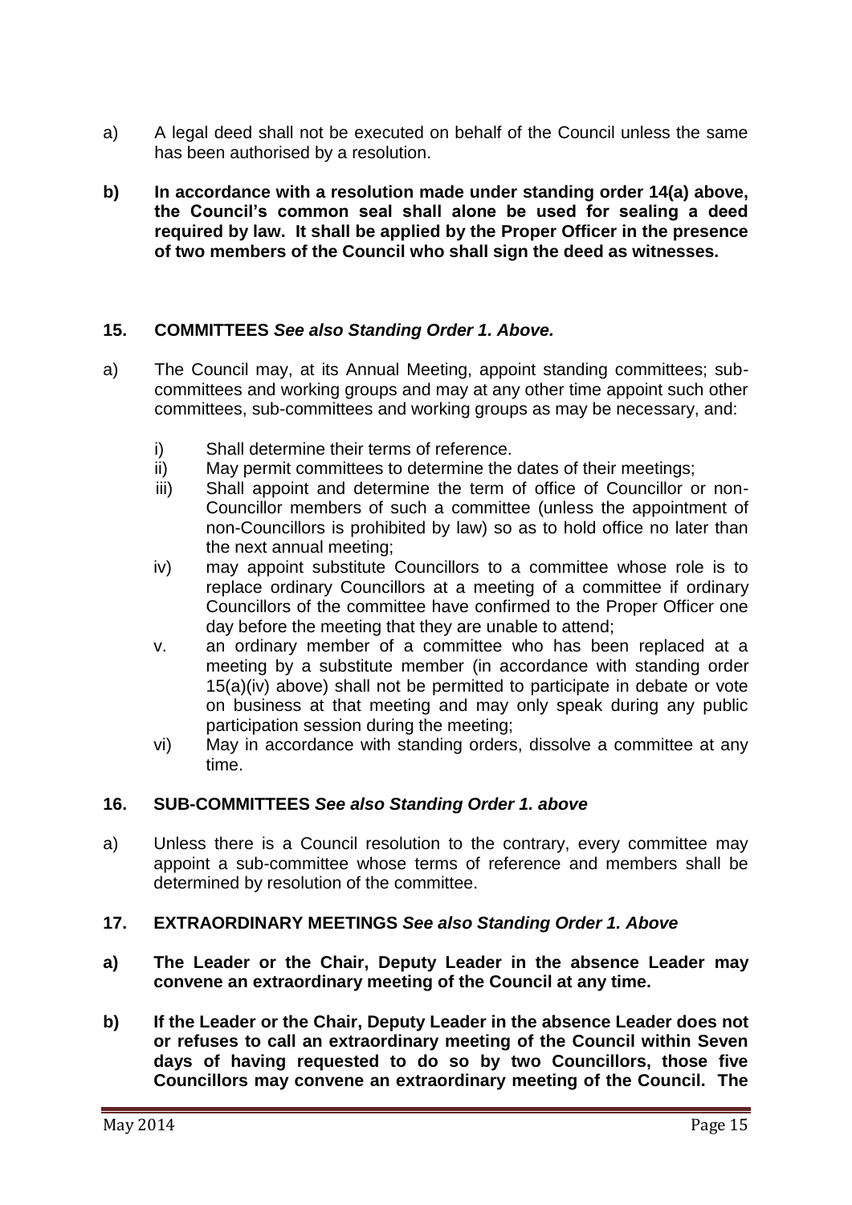a) A legal deed shall not be executed on behalf of the Council unless the same has been authorised by a resolution.

**b) In accordance with a resolution made under standing order 14(a) above, the Council's common seal shall alone be used for sealing a deed required by law. It shall be applied by the Proper Officer in the presence of two members of the Council who shall sign the deed as witnesses.**

## 15. COMMITTEES *See also Standing Order 1. Above.*

a) The Council may, at its Annual Meeting, appoint standing committees; sub-committees and working groups and may at any other time appoint such other committees, sub-committees and working groups as may be necessary, and:

   i) Shall determine their terms of reference.
   ii) May permit committees to determine the dates of their meetings;
   iii) Shall appoint and determine the term of office of Councillor or non-Councillor members of such a committee (unless the appointment of non-Councillors is prohibited by law) so as to hold office no later than the next annual meeting;
   iv) may appoint substitute Councillors to a committee whose role is to replace ordinary Councillors at a meeting of a committee if ordinary Councillors of the committee have confirmed to the Proper Officer one day before the meeting that they are unable to attend;
   v. an ordinary member of a committee who has been replaced at a meeting by a substitute member (in accordance with standing order 15(a)(iv) above) shall not be permitted to participate in debate or vote on business at that meeting and may only speak during any public participation session during the meeting;
   vi) May in accordance with standing orders, dissolve a committee at any time.

## 16. SUB-COMMITTEES *See also Standing Order 1. above*

a) Unless there is a Council resolution to the contrary, every committee may appoint a sub-committee whose terms of reference and members shall be determined by resolution of the committee.

## 17. EXTRAORDINARY MEETINGS *See also Standing Order 1. Above*

**a) The Leader or the Chair, Deputy Leader in the absence Leader may convene an extraordinary meeting of the Council at any time.**

**b) If the Leader or the Chair, Deputy Leader in the absence Leader does not or refuses to call an extraordinary meeting of the Council within Seven days of having requested to do so by two Councillors, those five Councillors may convene an extraordinary meeting of the Council. The**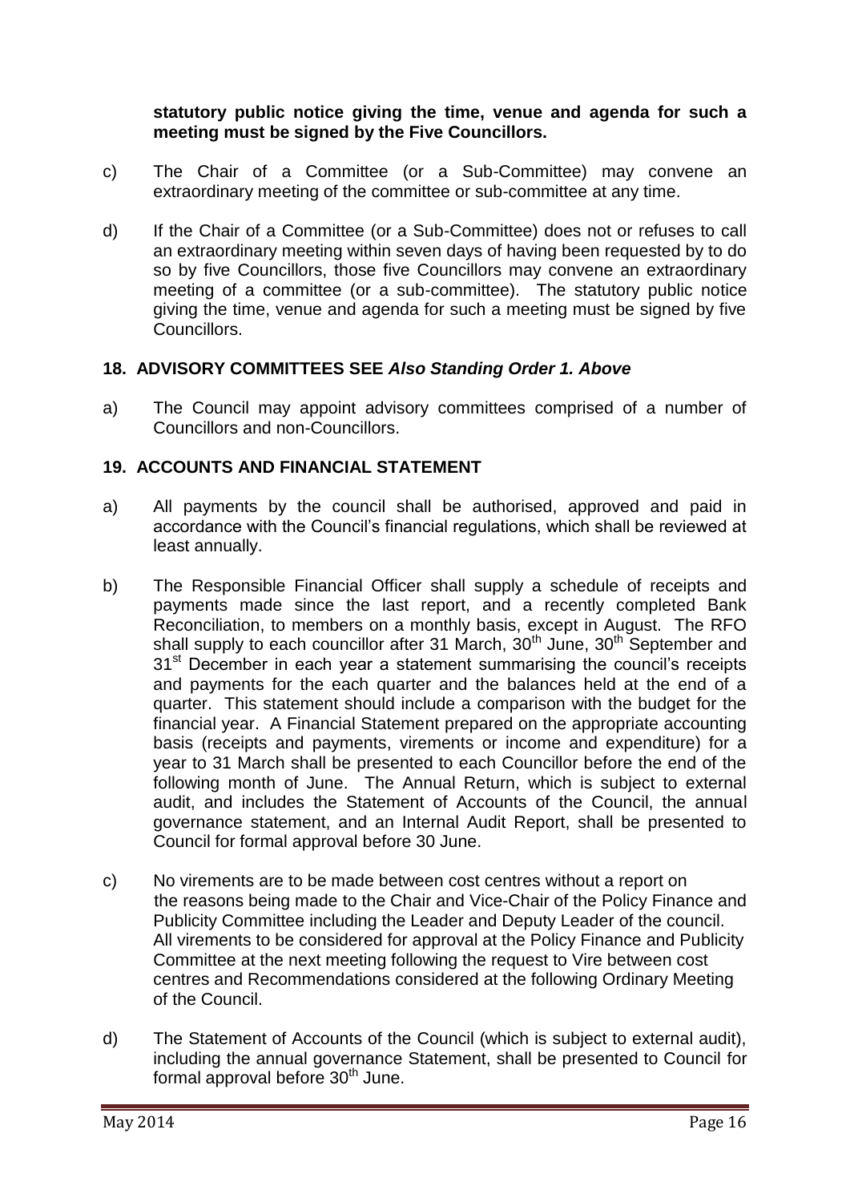**statutory public notice giving the time, venue and agenda for such a meeting must be signed by the Five Councillors.**

c) The Chair of a Committee (or a Sub-Committee) may convene an extraordinary meeting of the committee or sub-committee at any time.

d) If the Chair of a Committee (or a Sub-Committee) does not or refuses to call an extraordinary meeting within seven days of having been requested by to do so by five Councillors, those five Councillors may convene an extraordinary meeting of a committee (or a sub-committee). The statutory public notice giving the time, venue and agenda for such a meeting must be signed by five Councillors.

## 18. ADVISORY COMMITTEES SEE *Also Standing Order 1. Above*

a) The Council may appoint advisory committees comprised of a number of Councillors and non-Councillors.

## 19. ACCOUNTS AND FINANCIAL STATEMENT

a) All payments by the council shall be authorised, approved and paid in accordance with the Council's financial regulations, which shall be reviewed at least annually.

b) The Responsible Financial Officer shall supply a schedule of receipts and payments made since the last report, and a recently completed Bank Reconciliation, to members on a monthly basis, except in August. The RFO shall supply to each councillor after 31 March, 30th June, 30th September and 31st December in each year a statement summarising the council's receipts and payments for the each quarter and the balances held at the end of a quarter. This statement should include a comparison with the budget for the financial year. A Financial Statement prepared on the appropriate accounting basis (receipts and payments, virements or income and expenditure) for a year to 31 March shall be presented to each Councillor before the end of the following month of June. The Annual Return, which is subject to external audit, and includes the Statement of Accounts of the Council, the annual governance statement, and an Internal Audit Report, shall be presented to Council for formal approval before 30 June.

c) No virements are to be made between cost centres without a report on the reasons being made to the Chair and Vice-Chair of the Policy Finance and Publicity Committee including the Leader and Deputy Leader of the council. All virements to be considered for approval at the Policy Finance and Publicity Committee at the next meeting following the request to Vire between cost centres and Recommendations considered at the following Ordinary Meeting of the Council.

d) The Statement of Accounts of the Council (which is subject to external audit), including the annual governance Statement, shall be presented to Council for formal approval before 30th June.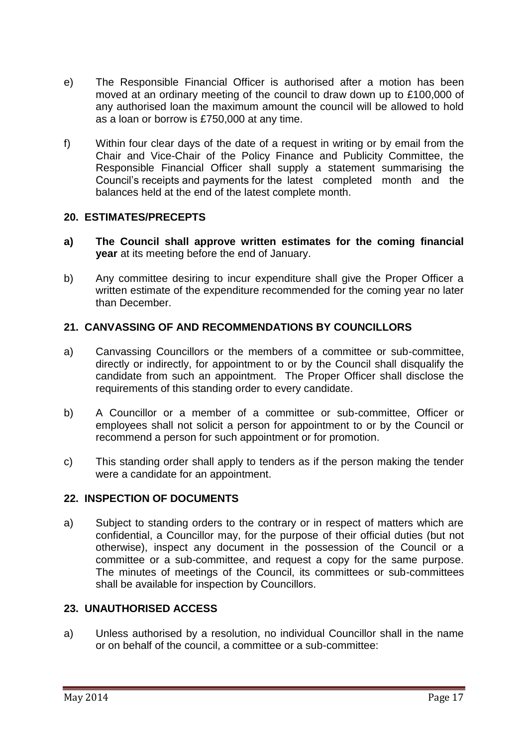e) The Responsible Financial Officer is authorised after a motion has been moved at an ordinary meeting of the council to draw down up to £100,000 of any authorised loan the maximum amount the council will be allowed to hold as a loan or borrow is £750,000 at any time.

f) Within four clear days of the date of a request in writing or by email from the Chair and Vice-Chair of the Policy Finance and Publicity Committee, the Responsible Financial Officer shall supply a statement summarising the Council's receipts and payments for the latest completed month and the balances held at the end of the latest complete month.

## 20. ESTIMATES/PRECEPTS

**a) The Council shall approve written estimates for the coming financial year** at its meeting before the end of January.

b) Any committee desiring to incur expenditure shall give the Proper Officer a written estimate of the expenditure recommended for the coming year no later than December.

## 21. CANVASSING OF AND RECOMMENDATIONS BY COUNCILLORS

a) Canvassing Councillors or the members of a committee or sub-committee, directly or indirectly, for appointment to or by the Council shall disqualify the candidate from such an appointment. The Proper Officer shall disclose the requirements of this standing order to every candidate.

b) A Councillor or a member of a committee or sub-committee, Officer or employees shall not solicit a person for appointment to or by the Council or recommend a person for such appointment or for promotion.

c) This standing order shall apply to tenders as if the person making the tender were a candidate for an appointment.

## 22. INSPECTION OF DOCUMENTS

a) Subject to standing orders to the contrary or in respect of matters which are confidential, a Councillor may, for the purpose of their official duties (but not otherwise), inspect any document in the possession of the Council or a committee or a sub-committee, and request a copy for the same purpose. The minutes of meetings of the Council, its committees or sub-committees shall be available for inspection by Councillors.

## 23. UNAUTHORISED ACCESS

a) Unless authorised by a resolution, no individual Councillor shall in the name or on behalf of the council, a committee or a sub-committee: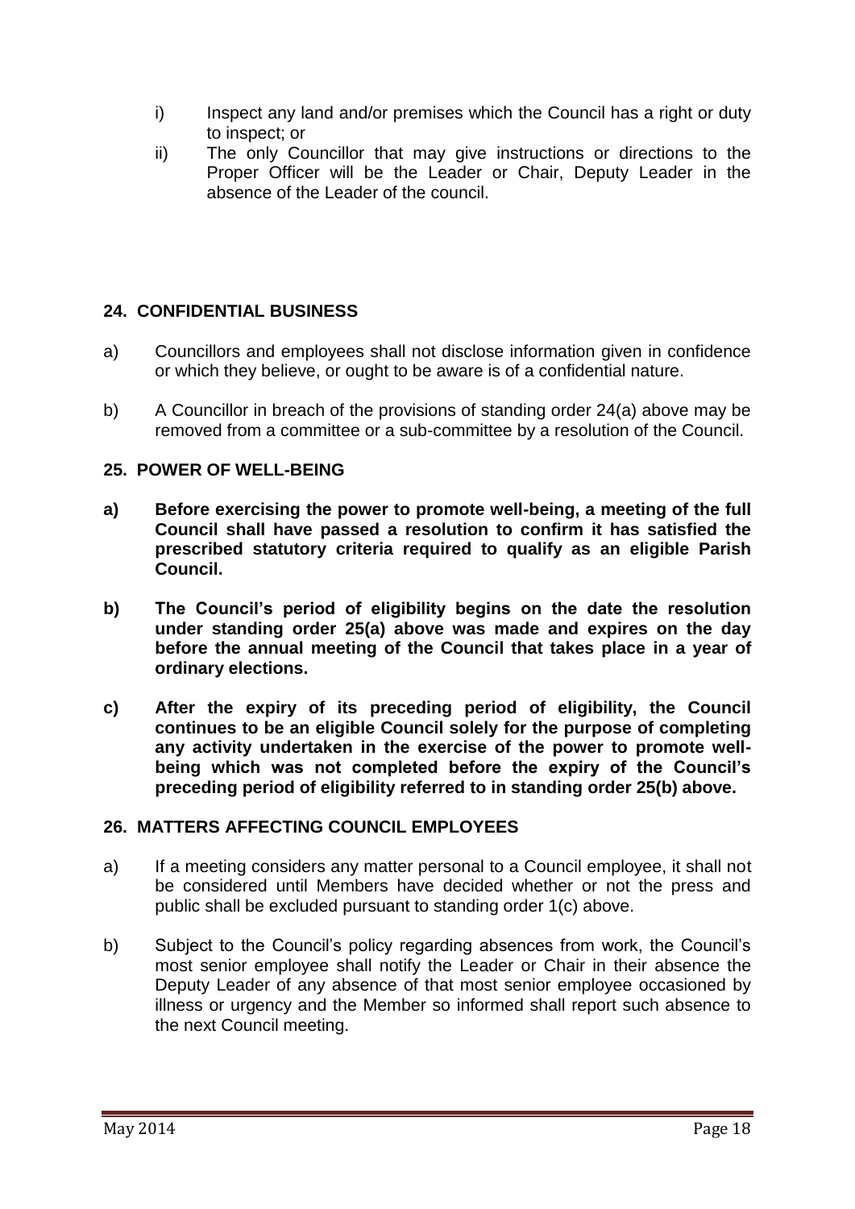i) Inspect any land and/or premises which the Council has a right or duty to inspect; or

ii) The only Councillor that may give instructions or directions to the Proper Officer will be the Leader or Chair, Deputy Leader in the absence of the Leader of the council.

## 24. CONFIDENTIAL BUSINESS

a) Councillors and employees shall not disclose information given in confidence or which they believe, or ought to be aware is of a confidential nature.

b) A Councillor in breach of the provisions of standing order 24(a) above may be removed from a committee or a sub-committee by a resolution of the Council.

## 25. POWER OF WELL-BEING

**a) Before exercising the power to promote well-being, a meeting of the full Council shall have passed a resolution to confirm it has satisfied the prescribed statutory criteria required to qualify as an eligible Parish Council.**

**b) The Council's period of eligibility begins on the date the resolution under standing order 25(a) above was made and expires on the day before the annual meeting of the Council that takes place in a year of ordinary elections.**

**c) After the expiry of its preceding period of eligibility, the Council continues to be an eligible Council solely for the purpose of completing any activity undertaken in the exercise of the power to promote well-being which was not completed before the expiry of the Council's preceding period of eligibility referred to in standing order 25(b) above.**

## 26. MATTERS AFFECTING COUNCIL EMPLOYEES

a) If a meeting considers any matter personal to a Council employee, it shall not be considered until Members have decided whether or not the press and public shall be excluded pursuant to standing order 1(c) above.

b) Subject to the Council's policy regarding absences from work, the Council's most senior employee shall notify the Leader or Chair in their absence the Deputy Leader of any absence of that most senior employee occasioned by illness or urgency and the Member so informed shall report such absence to the next Council meeting.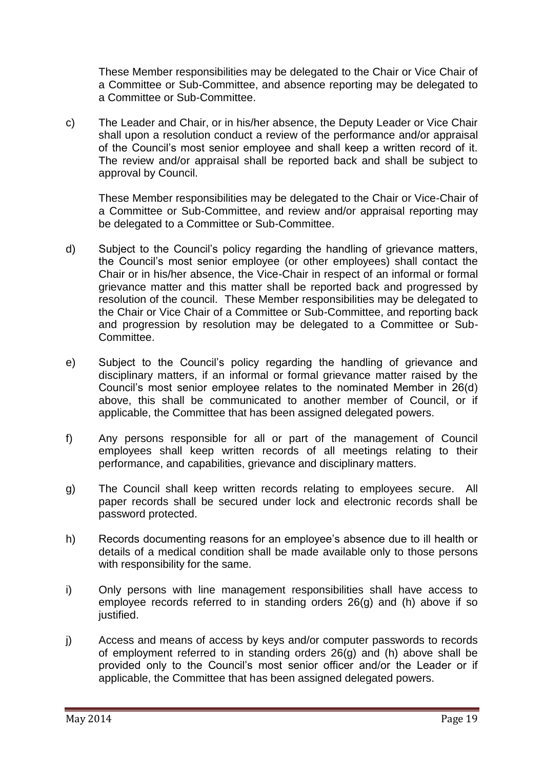These Member responsibilities may be delegated to the Chair or Vice Chair of a Committee or Sub-Committee, and absence reporting may be delegated to a Committee or Sub-Committee.

c) The Leader and Chair, or in his/her absence, the Deputy Leader or Vice Chair shall upon a resolution conduct a review of the performance and/or appraisal of the Council's most senior employee and shall keep a written record of it. The review and/or appraisal shall be reported back and shall be subject to approval by Council.

   These Member responsibilities may be delegated to the Chair or Vice-Chair of a Committee or Sub-Committee, and review and/or appraisal reporting may be delegated to a Committee or Sub-Committee.

d) Subject to the Council's policy regarding the handling of grievance matters, the Council's most senior employee (or other employees) shall contact the Chair or in his/her absence, the Vice-Chair in respect of an informal or formal grievance matter and this matter shall be reported back and progressed by resolution of the council. These Member responsibilities may be delegated to the Chair or Vice Chair of a Committee or Sub-Committee, and reporting back and progression by resolution may be delegated to a Committee or Sub-Committee.

e) Subject to the Council's policy regarding the handling of grievance and disciplinary matters, if an informal or formal grievance matter raised by the Council's most senior employee relates to the nominated Member in 26(d) above, this shall be communicated to another member of Council, or if applicable, the Committee that has been assigned delegated powers.

f) Any persons responsible for all or part of the management of Council employees shall keep written records of all meetings relating to their performance, and capabilities, grievance and disciplinary matters.

g) The Council shall keep written records relating to employees secure. All paper records shall be secured under lock and electronic records shall be password protected.

h) Records documenting reasons for an employee's absence due to ill health or details of a medical condition shall be made available only to those persons with responsibility for the same.

i) Only persons with line management responsibilities shall have access to employee records referred to in standing orders 26(g) and (h) above if so justified.

j) Access and means of access by keys and/or computer passwords to records of employment referred to in standing orders 26(g) and (h) above shall be provided only to the Council's most senior officer and/or the Leader or if applicable, the Committee that has been assigned delegated powers.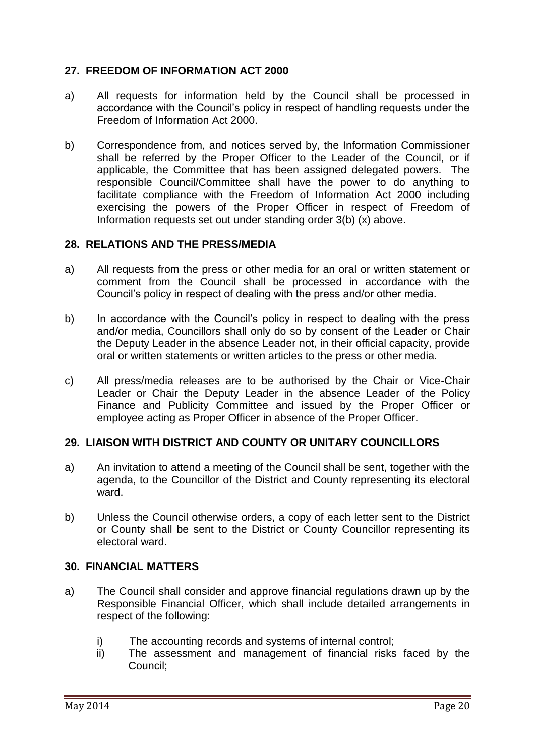## 27. FREEDOM OF INFORMATION ACT 2000

a) All requests for information held by the Council shall be processed in accordance with the Council's policy in respect of handling requests under the Freedom of Information Act 2000.

b) Correspondence from, and notices served by, the Information Commissioner shall be referred by the Proper Officer to the Leader of the Council, or if applicable, the Committee that has been assigned delegated powers. The responsible Council/Committee shall have the power to do anything to facilitate compliance with the Freedom of Information Act 2000 including exercising the powers of the Proper Officer in respect of Freedom of Information requests set out under standing order 3(b) (x) above.

## 28. RELATIONS AND THE PRESS/MEDIA

a) All requests from the press or other media for an oral or written statement or comment from the Council shall be processed in accordance with the Council's policy in respect of dealing with the press and/or other media.

b) In accordance with the Council's policy in respect to dealing with the press and/or media, Councillors shall only do so by consent of the Leader or Chair the Deputy Leader in the absence Leader not, in their official capacity, provide oral or written statements or written articles to the press or other media.

c) All press/media releases are to be authorised by the Chair or Vice-Chair Leader or Chair the Deputy Leader in the absence Leader of the Policy Finance and Publicity Committee and issued by the Proper Officer or employee acting as Proper Officer in absence of the Proper Officer.

## 29. LIAISON WITH DISTRICT AND COUNTY OR UNITARY COUNCILLORS

a) An invitation to attend a meeting of the Council shall be sent, together with the agenda, to the Councillor of the District and County representing its electoral ward.

b) Unless the Council otherwise orders, a copy of each letter sent to the District or County shall be sent to the District or County Councillor representing its electoral ward.

## 30. FINANCIAL MATTERS

a) The Council shall consider and approve financial regulations drawn up by the Responsible Financial Officer, which shall include detailed arrangements in respect of the following:

   i) The accounting records and systems of internal control;
   ii) The assessment and management of financial risks faced by the Council;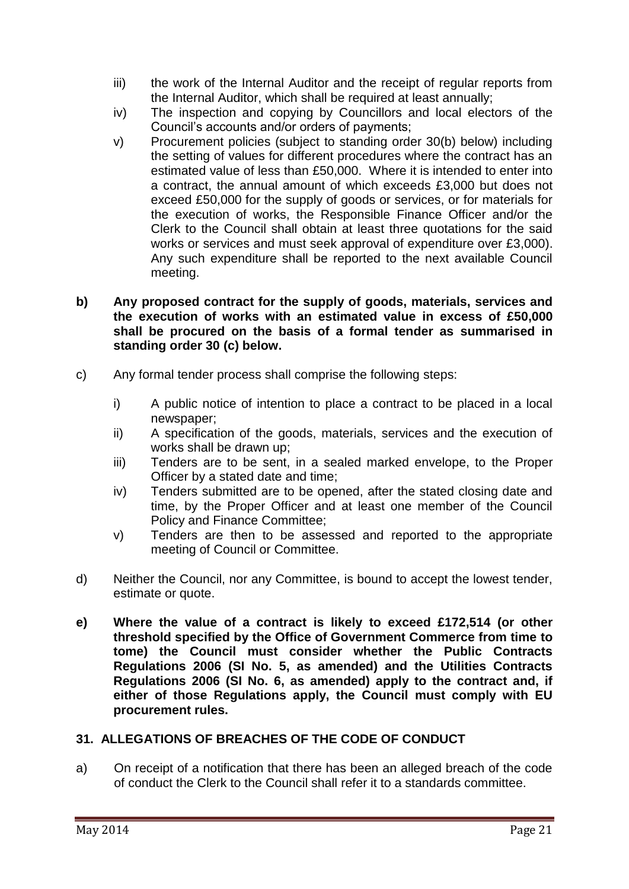iii) the work of the Internal Auditor and the receipt of regular reports from the Internal Auditor, which shall be required at least annually;

iv) The inspection and copying by Councillors and local electors of the Council's accounts and/or orders of payments;

v) Procurement policies (subject to standing order 30(b) below) including the setting of values for different procedures where the contract has an estimated value of less than £50,000. Where it is intended to enter into a contract, the annual amount of which exceeds £3,000 but does not exceed £50,000 for the supply of goods or services, or for materials for the execution of works, the Responsible Finance Officer and/or the Clerk to the Council shall obtain at least three quotations for the said works or services and must seek approval of expenditure over £3,000). Any such expenditure shall be reported to the next available Council meeting.

**b) Any proposed contract for the supply of goods, materials, services and the execution of works with an estimated value in excess of £50,000 shall be procured on the basis of a formal tender as summarised in standing order 30 (c) below.**

c) Any formal tender process shall comprise the following steps:

i) A public notice of intention to place a contract to be placed in a local newspaper;

ii) A specification of the goods, materials, services and the execution of works shall be drawn up;

iii) Tenders are to be sent, in a sealed marked envelope, to the Proper Officer by a stated date and time;

iv) Tenders submitted are to be opened, after the stated closing date and time, by the Proper Officer and at least one member of the Council Policy and Finance Committee;

v) Tenders are then to be assessed and reported to the appropriate meeting of Council or Committee.

d) Neither the Council, nor any Committee, is bound to accept the lowest tender, estimate or quote.

**e) Where the value of a contract is likely to exceed £172,514 (or other threshold specified by the Office of Government Commerce from time to tome) the Council must consider whether the Public Contracts Regulations 2006 (SI No. 5, as amended) and the Utilities Contracts Regulations 2006 (SI No. 6, as amended) apply to the contract and, if either of those Regulations apply, the Council must comply with EU procurement rules.**

## 31. ALLEGATIONS OF BREACHES OF THE CODE OF CONDUCT

a) On receipt of a notification that there has been an alleged breach of the code of conduct the Clerk to the Council shall refer it to a standards committee.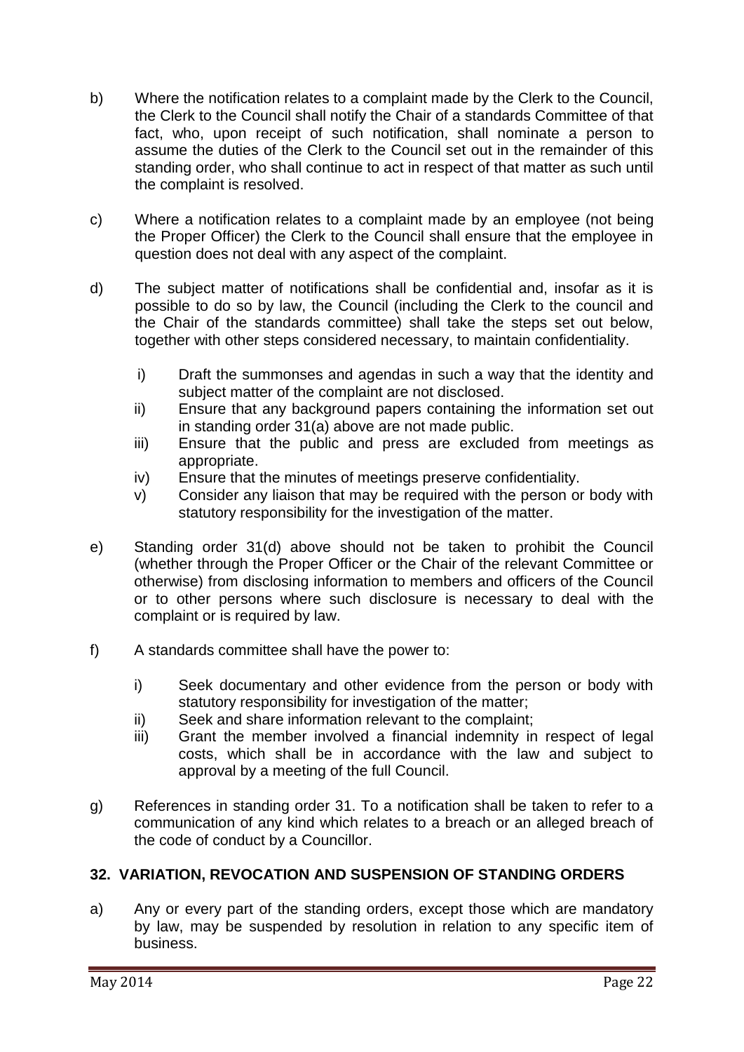b) Where the notification relates to a complaint made by the Clerk to the Council, the Clerk to the Council shall notify the Chair of a standards Committee of that fact, who, upon receipt of such notification, shall nominate a person to assume the duties of the Clerk to the Council set out in the remainder of this standing order, who shall continue to act in respect of that matter as such until the complaint is resolved.

c) Where a notification relates to a complaint made by an employee (not being the Proper Officer) the Clerk to the Council shall ensure that the employee in question does not deal with any aspect of the complaint.

d) The subject matter of notifications shall be confidential and, insofar as it is possible to do so by law, the Council (including the Clerk to the council and the Chair of the standards committee) shall take the steps set out below, together with other steps considered necessary, to maintain confidentiality.

   i) Draft the summonses and agendas in such a way that the identity and subject matter of the complaint are not disclosed.
   ii) Ensure that any background papers containing the information set out in standing order 31(a) above are not made public.
   iii) Ensure that the public and press are excluded from meetings as appropriate.
   iv) Ensure that the minutes of meetings preserve confidentiality.
   v) Consider any liaison that may be required with the person or body with statutory responsibility for the investigation of the matter.

e) Standing order 31(d) above should not be taken to prohibit the Council (whether through the Proper Officer or the Chair of the relevant Committee or otherwise) from disclosing information to members and officers of the Council or to other persons where such disclosure is necessary to deal with the complaint or is required by law.

f) A standards committee shall have the power to:

   i) Seek documentary and other evidence from the person or body with statutory responsibility for investigation of the matter;
   ii) Seek and share information relevant to the complaint;
   iii) Grant the member involved a financial indemnity in respect of legal costs, which shall be in accordance with the law and subject to approval by a meeting of the full Council.

g) References in standing order 31. To a notification shall be taken to refer to a communication of any kind which relates to a breach or an alleged breach of the code of conduct by a Councillor.

## 32. VARIATION, REVOCATION AND SUSPENSION OF STANDING ORDERS

a) Any or every part of the standing orders, except those which are mandatory by law, may be suspended by resolution in relation to any specific item of business.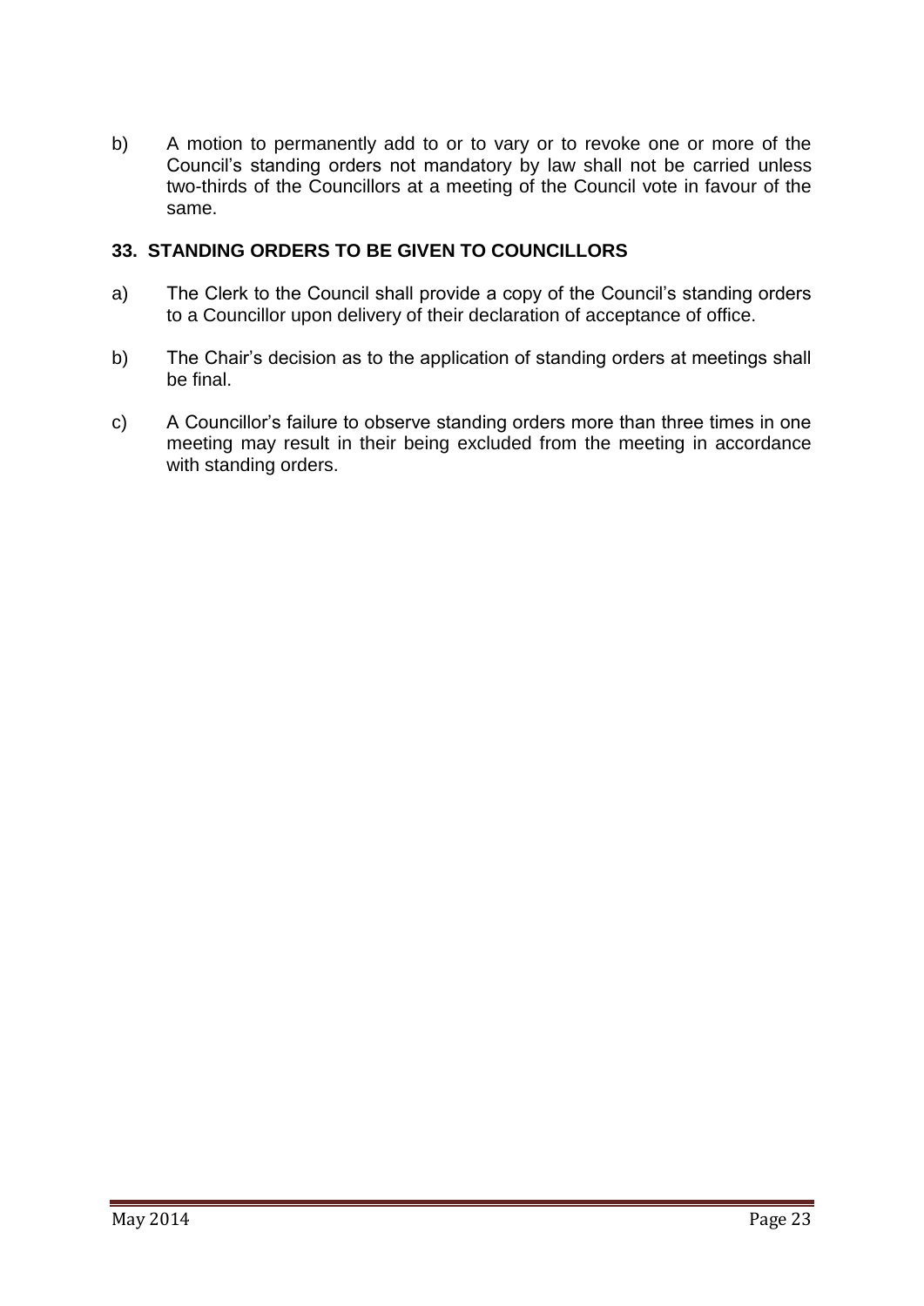b) A motion to permanently add to or to vary or to revoke one or more of the Council's standing orders not mandatory by law shall not be carried unless two-thirds of the Councillors at a meeting of the Council vote in favour of the same.

**33. STANDING ORDERS TO BE GIVEN TO COUNCILLORS**

a) The Clerk to the Council shall provide a copy of the Council's standing orders to a Councillor upon delivery of their declaration of acceptance of office.

b) The Chair's decision as to the application of standing orders at meetings shall be final.

c) A Councillor's failure to observe standing orders more than three times in one meeting may result in their being excluded from the meeting in accordance with standing orders.